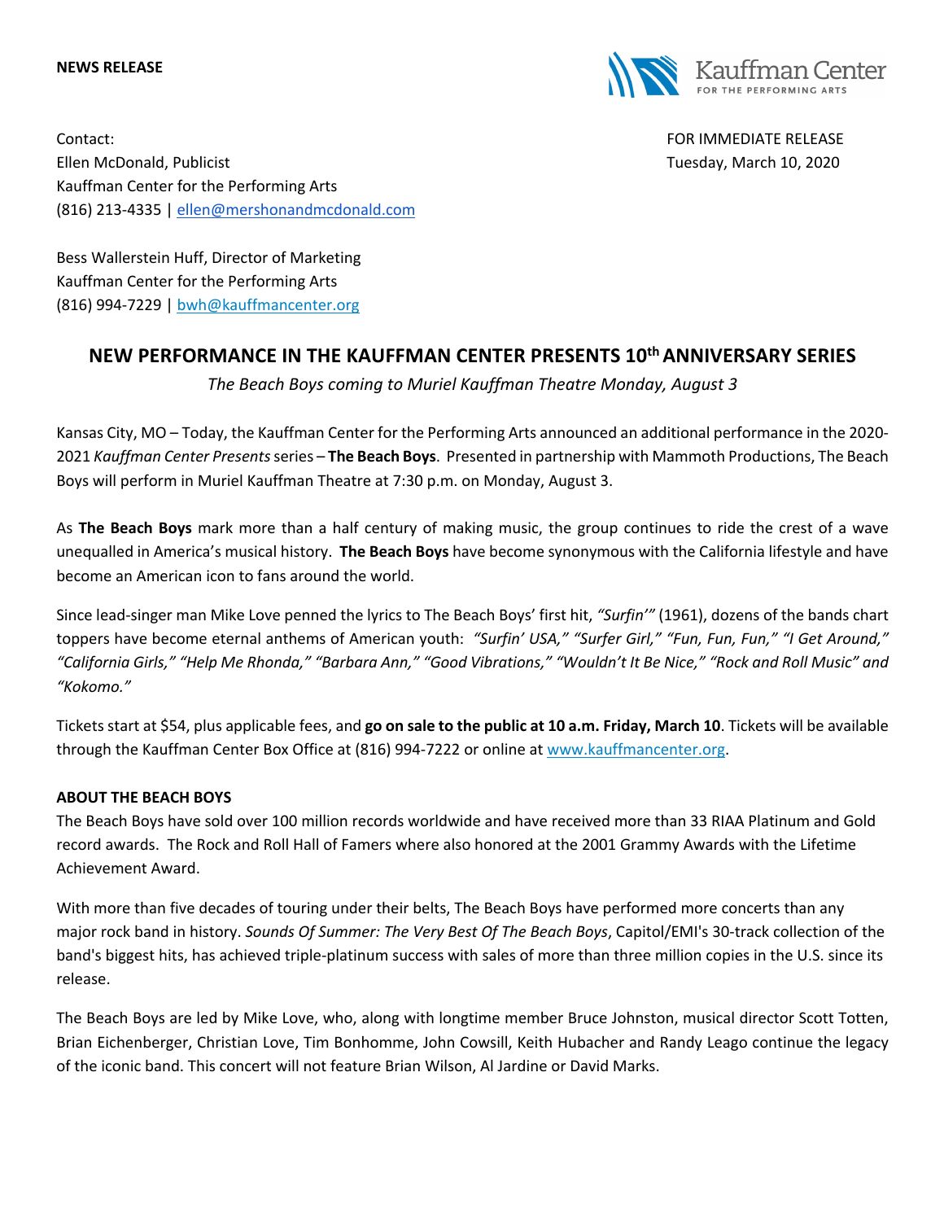**NEWS RELEASE**

Kauffman Center FOR THE PERFORMING ARTS

Contact:
Ellen McDonald, Publicist
Kauffman Center for the Performing Arts
(816) 213-4335 | ellen@mershonandmcdonald.com

FOR IMMEDIATE RELEASE
Tuesday, March 10, 2020

Bess Wallerstein Huff, Director of Marketing
Kauffman Center for the Performing Arts
(816) 994-7229 | bwh@kauffmancenter.org

# NEW PERFORMANCE IN THE KAUFFMAN CENTER PRESENTS 10th ANNIVERSARY SERIES

*The Beach Boys coming to Muriel Kauffman Theatre Monday, August 3*

Kansas City, MO – Today, the Kauffman Center for the Performing Arts announced an additional performance in the 2020-2021 *Kauffman Center Presents* series – **The Beach Boys**. Presented in partnership with Mammoth Productions, The Beach Boys will perform in Muriel Kauffman Theatre at 7:30 p.m. on Monday, August 3.

As **The Beach Boys** mark more than a half century of making music, the group continues to ride the crest of a wave unequalled in America's musical history. **The Beach Boys** have become synonymous with the California lifestyle and have become an American icon to fans around the world.

Since lead-singer man Mike Love penned the lyrics to The Beach Boys' first hit, *"Surfin'"* (1961), dozens of the bands chart toppers have become eternal anthems of American youth: *"Surfin' USA," "Surfer Girl," "Fun, Fun, Fun," "I Get Around," "California Girls," "Help Me Rhonda," "Barbara Ann," "Good Vibrations," "Wouldn't It Be Nice," "Rock and Roll Music" and "Kokomo."*

Tickets start at $54, plus applicable fees, and **go on sale to the public at 10 a.m. Friday, March 10**. Tickets will be available through the Kauffman Center Box Office at (816) 994-7222 or online at www.kauffmancenter.org.

**ABOUT THE BEACH BOYS**

The Beach Boys have sold over 100 million records worldwide and have received more than 33 RIAA Platinum and Gold record awards. The Rock and Roll Hall of Famers where also honored at the 2001 Grammy Awards with the Lifetime Achievement Award.

With more than five decades of touring under their belts, The Beach Boys have performed more concerts than any major rock band in history. *Sounds Of Summer: The Very Best Of The Beach Boys*, Capitol/EMI's 30-track collection of the band's biggest hits, has achieved triple-platinum success with sales of more than three million copies in the U.S. since its release.

The Beach Boys are led by Mike Love, who, along with longtime member Bruce Johnston, musical director Scott Totten, Brian Eichenberger, Christian Love, Tim Bonhomme, John Cowsill, Keith Hubacher and Randy Leago continue the legacy of the iconic band. This concert will not feature Brian Wilson, Al Jardine or David Marks.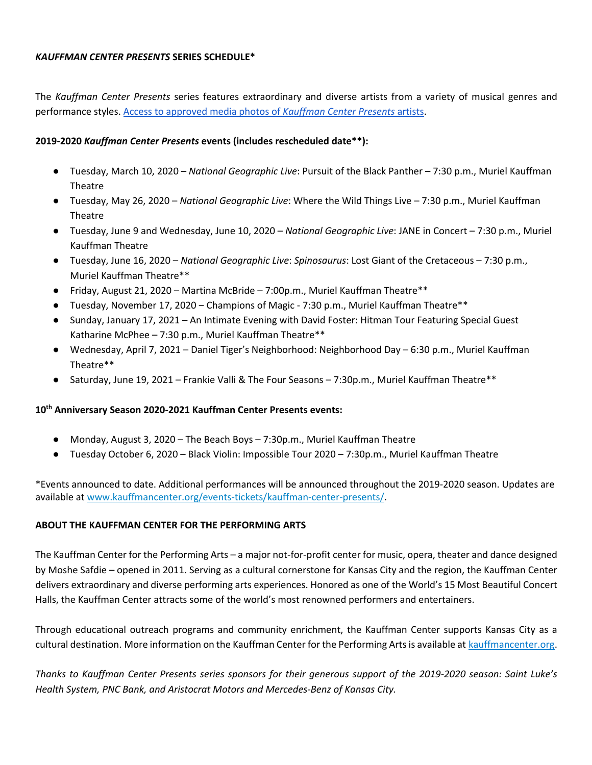***KAUFFMAN CENTER PRESENTS* SERIES SCHEDULE***

The *Kauffman Center Presents* series features extraordinary and diverse artists from a variety of musical genres and performance styles. [Access to approved media photos of *Kauffman Center Presents* artists](#).

**2019-2020 *Kauffman Center Presents* events (includes rescheduled date**):**

- Tuesday, March 10, 2020 – *National Geographic Live*: Pursuit of the Black Panther – 7:30 p.m., Muriel Kauffman Theatre
- Tuesday, May 26, 2020 – *National Geographic Live*: Where the Wild Things Live – 7:30 p.m., Muriel Kauffman Theatre
- Tuesday, June 9 and Wednesday, June 10, 2020 – *National Geographic Live*: JANE in Concert – 7:30 p.m., Muriel Kauffman Theatre
- Tuesday, June 16, 2020 – *National Geographic Live*: *Spinosaurus*: Lost Giant of the Cretaceous – 7:30 p.m., Muriel Kauffman Theatre**
- Friday, August 21, 2020 – Martina McBride – 7:00p.m., Muriel Kauffman Theatre**
- Tuesday, November 17, 2020 – Champions of Magic - 7:30 p.m., Muriel Kauffman Theatre**
- Sunday, January 17, 2021 – An Intimate Evening with David Foster: Hitman Tour Featuring Special Guest Katharine McPhee – 7:30 p.m., Muriel Kauffman Theatre**
- Wednesday, April 7, 2021 – Daniel Tiger's Neighborhood: Neighborhood Day – 6:30 p.m., Muriel Kauffman Theatre**
- Saturday, June 19, 2021 – Frankie Valli & The Four Seasons – 7:30p.m., Muriel Kauffman Theatre**

**10th Anniversary Season 2020-2021 Kauffman Center Presents events:**

- Monday, August 3, 2020 – The Beach Boys – 7:30p.m., Muriel Kauffman Theatre
- Tuesday October 6, 2020 – Black Violin: Impossible Tour 2020 – 7:30p.m., Muriel Kauffman Theatre

*Events announced to date. Additional performances will be announced throughout the 2019-2020 season. Updates are available at [www.kauffmancenter.org/events-tickets/kauffman-center-presents/](http://www.kauffmancenter.org/events-tickets/kauffman-center-presents/).

**ABOUT THE KAUFFMAN CENTER FOR THE PERFORMING ARTS**

The Kauffman Center for the Performing Arts – a major not-for-profit center for music, opera, theater and dance designed by Moshe Safdie – opened in 2011. Serving as a cultural cornerstone for Kansas City and the region, the Kauffman Center delivers extraordinary and diverse performing arts experiences. Honored as one of the World's 15 Most Beautiful Concert Halls, the Kauffman Center attracts some of the world's most renowned performers and entertainers.

Through educational outreach programs and community enrichment, the Kauffman Center supports Kansas City as a cultural destination. More information on the Kauffman Center for the Performing Arts is available at [kauffmancenter.org](http://kauffmancenter.org).

*Thanks to Kauffman Center Presents series sponsors for their generous support of the 2019-2020 season: Saint Luke's Health System, PNC Bank, and Aristocrat Motors and Mercedes-Benz of Kansas City.*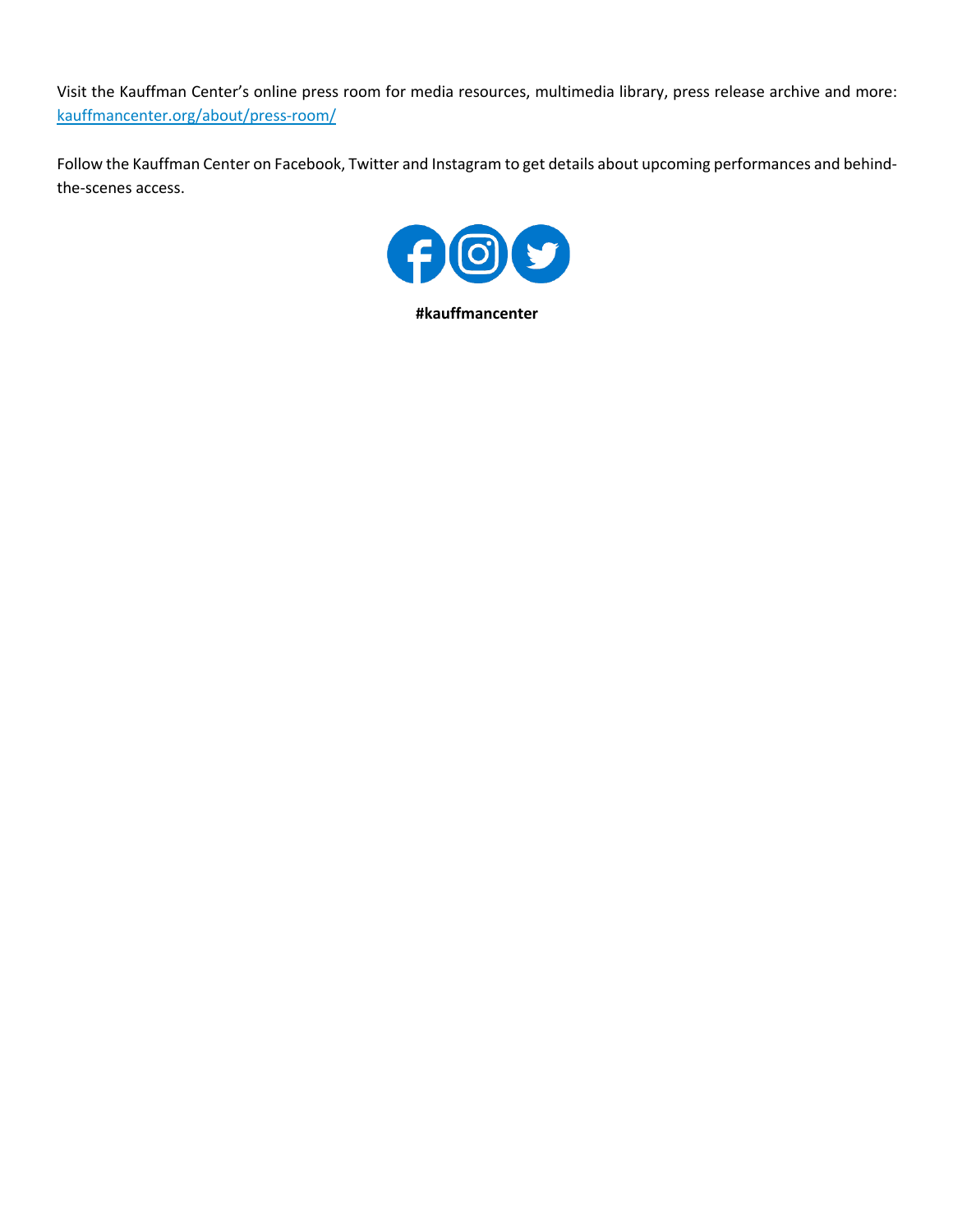Visit the Kauffman Center's online press room for media resources, multimedia library, press release archive and more: [kauffmancenter.org/about/press-room/](kauffmancenter.org/about/press-room/)

Follow the Kauffman Center on Facebook, Twitter and Instagram to get details about upcoming performances and behind-the-scenes access.

**#kauffmancenter**